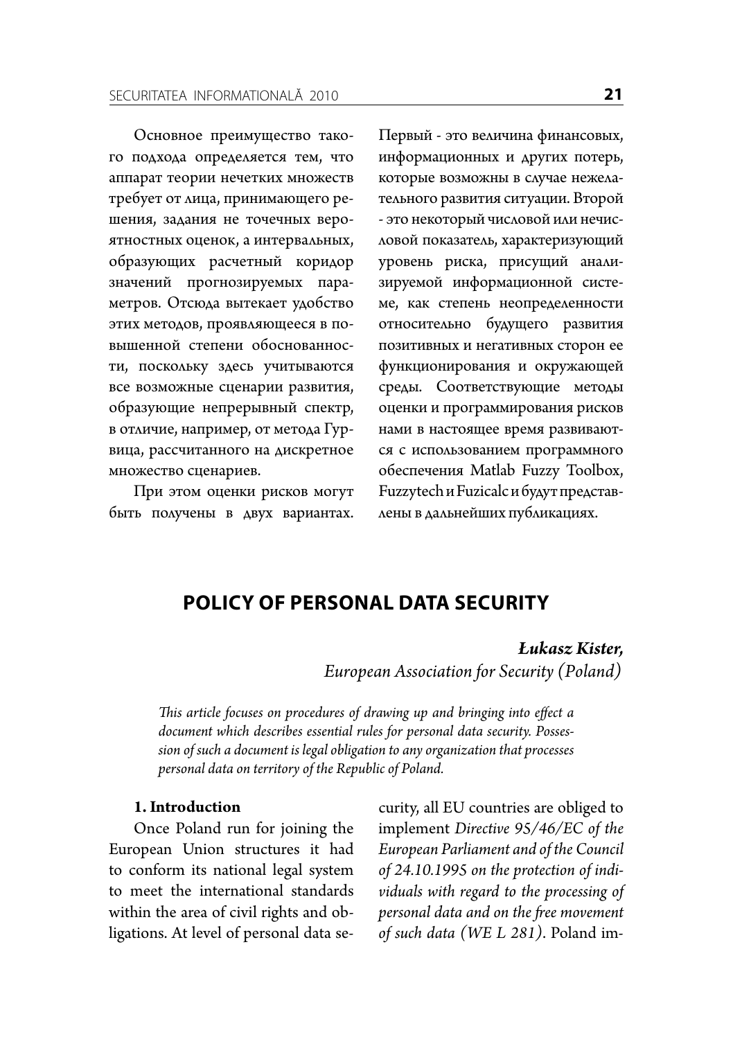Основное преимущество такого подхода определяется тем, что аппарат теории нечетких множеств требует от лица, принимающего решения, задания не точечных вероятностных оценок, а интервальных, образующих расчетный коридор значений прогнозируемых параметров. Отсюда вытекает удобство этих методов, проявляющееся в повышенной степени обоснованности, поскольку здесь учитываются все возможные сценарии развития, образующие непрерывный спектр, в отличие, например, от метода Гурвица, рассчитанного на дискретное множество сценариев.

При этом оценки рисков могут быть получены в двух вариантах. Первый - это величина финансовых, информационных и других потерь, которые возможны в случае нежелательного развития ситуации. Второй - это некоторый числовой или нечисловой показатель, характеризующий уровень риска, присущий анализируемой информационной системе, как степень неопределенности относительно будущего развития позитивных и негативных сторон ее функционирования и окружающей среды. Соответствующие методы оценки и программирования рисков нами в настоящее время развиваются с использованием программного обеспечения Matlab Fuzzy Toolbox, Fuzzytech и Fuzicalc и будут представлены в дальнейших публикациях.

# POLICY OF PERSONAL DATA SECURITY

***Łukasz Kister,***
*European Association for Security (Poland)*

*This article focuses on procedures of drawing up and bringing into effect a document which describes essential rules for personal data security. Possession of such a document is legal obligation to any organization that processes personal data on territory of the Republic of Poland.*

## 1. Introduction

Once Poland run for joining the European Union structures it had to conform its national legal system to meet the international standards within the area of civil rights and obligations. At level of personal data security, all EU countries are obliged to implement *Directive 95/46/EC of the European Parliament and of the Council of 24.10.1995 on the protection of individuals with regard to the processing of personal data and on the free movement of such data (WE L 281)*. Poland im-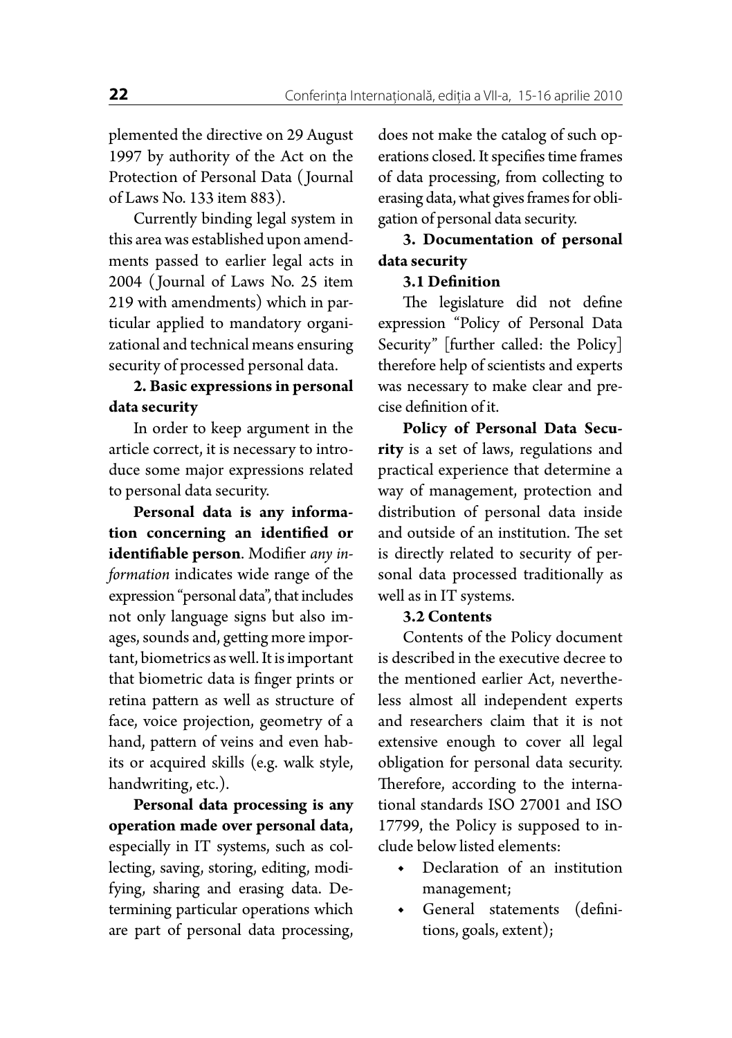plemented the directive on 29 August 1997 by authority of the Act on the Protection of Personal Data (Journal of Laws No. 133 item 883).

Currently binding legal system in this area was established upon amendments passed to earlier legal acts in 2004 (Journal of Laws No. 25 item 219 with amendments) which in particular applied to mandatory organizational and technical means ensuring security of processed personal data.

## 2. Basic expressions in personal data security

In order to keep argument in the article correct, it is necessary to introduce some major expressions related to personal data security.

**Personal data is any information concerning an identified or identifiable person**. Modifier *any information* indicates wide range of the expression "personal data", that includes not only language signs but also images, sounds and, getting more important, biometrics as well. It is important that biometric data is finger prints or retina pattern as well as structure of face, voice projection, geometry of a hand, pattern of veins and even habits or acquired skills (e.g. walk style, handwriting, etc.).

**Personal data processing is any operation made over personal data,** especially in IT systems, such as collecting, saving, storing, editing, modifying, sharing and erasing data. Determining particular operations which are part of personal data processing, does not make the catalog of such operations closed. It specifies time frames of data processing, from collecting to erasing data, what gives frames for obligation of personal data security.

## 3. Documentation of personal data security

### 3.1 Definition

The legislature did not define expression "Policy of Personal Data Security" [further called: the Policy] therefore help of scientists and experts was necessary to make clear and precise definition of it.

**Policy of Personal Data Security** is a set of laws, regulations and practical experience that determine a way of management, protection and distribution of personal data inside and outside of an institution. The set is directly related to security of personal data processed traditionally as well as in IT systems.

### 3.2 Contents

Contents of the Policy document is described in the executive decree to the mentioned earlier Act, nevertheless almost all independent experts and researchers claim that it is not extensive enough to cover all legal obligation for personal data security. Therefore, according to the international standards ISO 27001 and ISO 17799, the Policy is supposed to include below listed elements:

- Declaration of an institution management;
- General statements (definitions, goals, extent);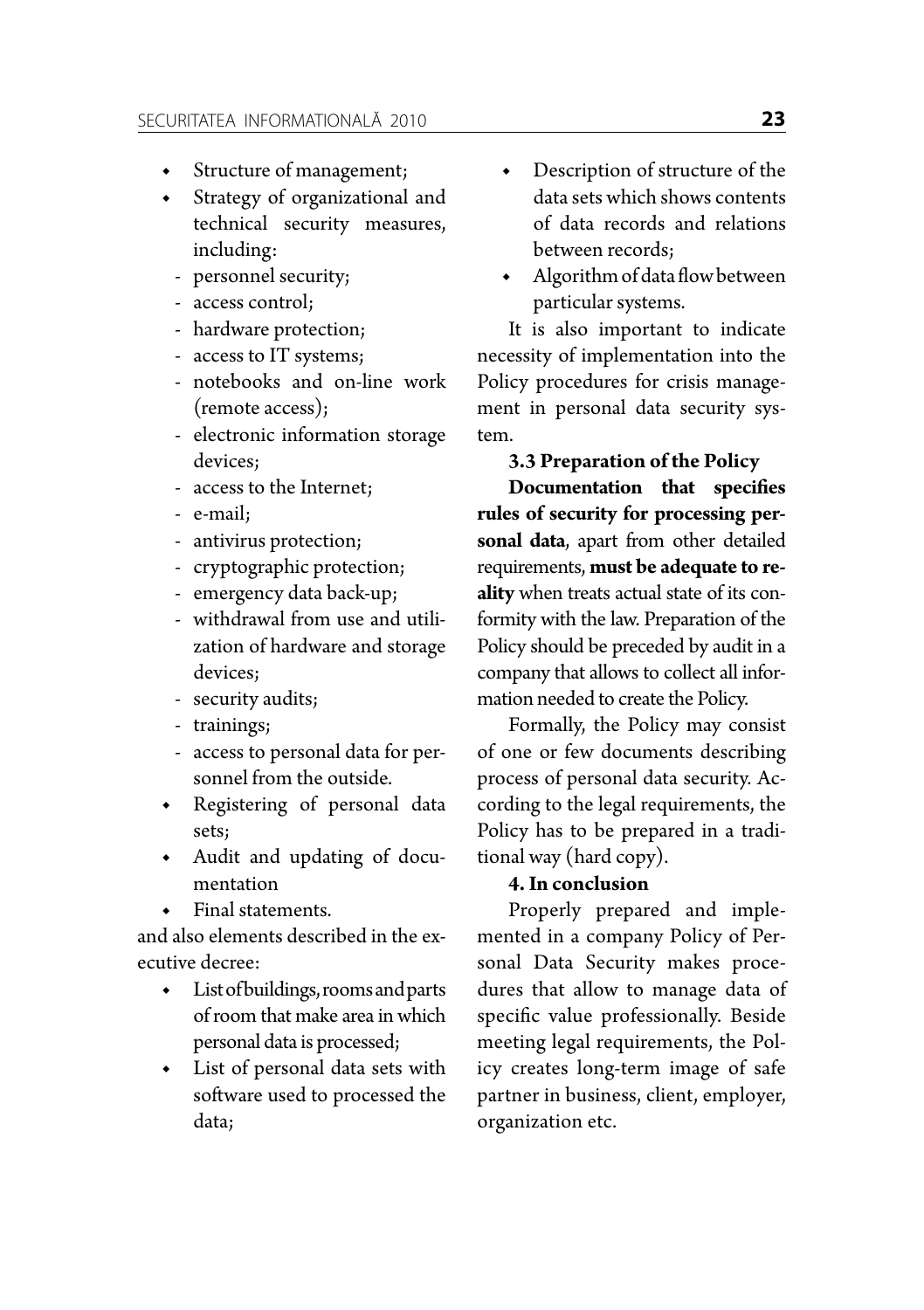- Structure of management;
- Strategy of organizational and technical security measures, including:
  - personnel security;
  - access control;
  - hardware protection;
  - access to IT systems;
  - notebooks and on-line work (remote access);
  - electronic information storage devices;
  - access to the Internet;
  - e-mail;
  - antivirus protection;
  - cryptographic protection;
  - emergency data back-up;
  - withdrawal from use and utilization of hardware and storage devices;
  - security audits;
  - trainings;
  - access to personal data for personnel from the outside.
- Registering of personal data sets;
- Audit and updating of documentation
- Final statements.

and also elements described in the executive decree:

- List of buildings, rooms and parts of room that make area in which personal data is processed;
- List of personal data sets with software used to processed the data;
- Description of structure of the data sets which shows contents of data records and relations between records;
- Algorithm of data flow between particular systems.

It is also important to indicate necessity of implementation into the Policy procedures for crisis management in personal data security system.

### 3.3 Preparation of the Policy

**Documentation that specifies rules of security for processing personal data**, apart from other detailed requirements, **must be adequate to reality** when treats actual state of its conformity with the law. Preparation of the Policy should be preceded by audit in a company that allows to collect all information needed to create the Policy.

Formally, the Policy may consist of one or few documents describing process of personal data security. According to the legal requirements, the Policy has to be prepared in a traditional way (hard copy).

## 4. In conclusion

Properly prepared and implemented in a company Policy of Personal Data Security makes procedures that allow to manage data of specific value professionally. Beside meeting legal requirements, the Policy creates long-term image of safe partner in business, client, employer, organization etc.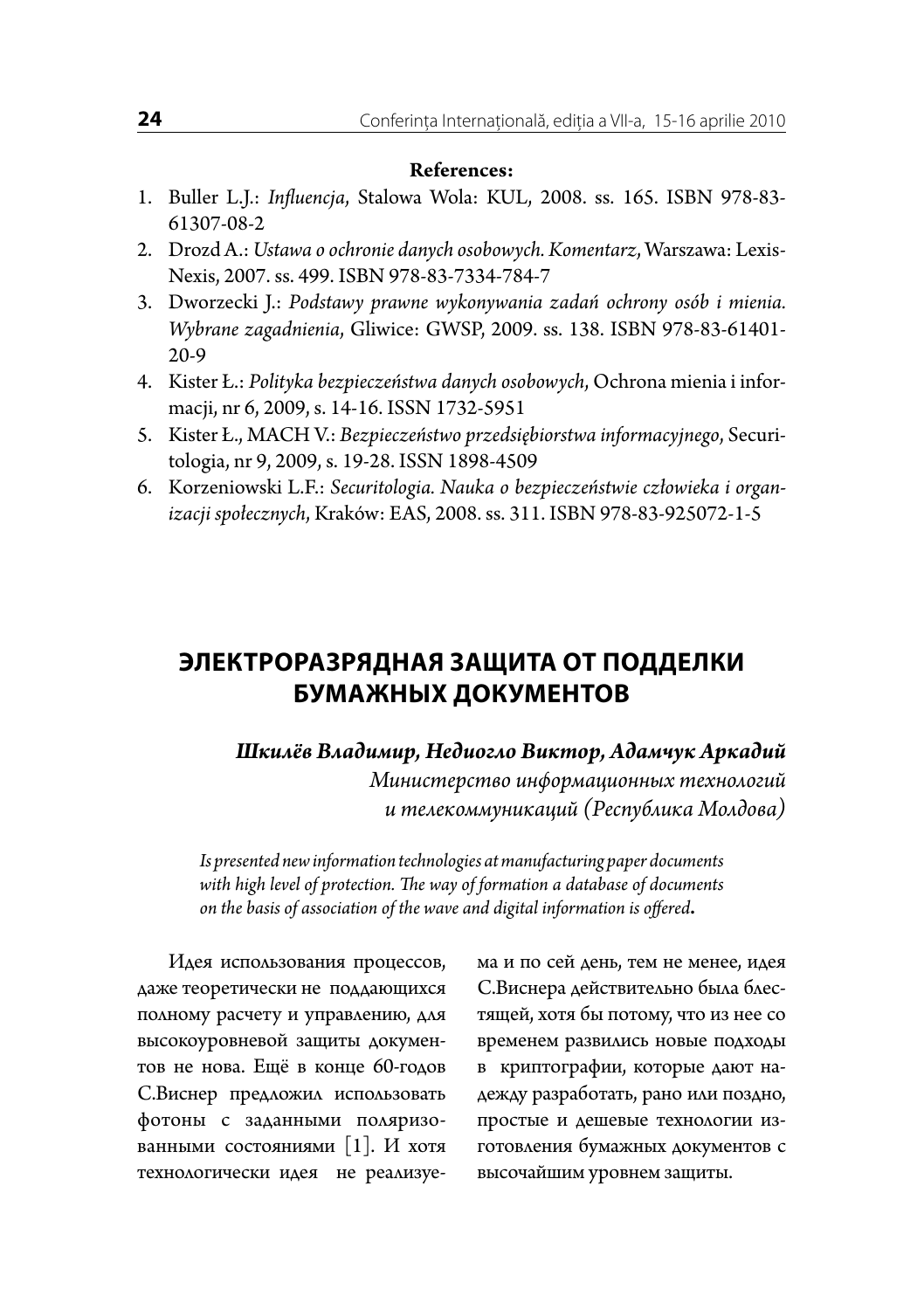**References:**

1. Buller L.J.: *Influencja*, Stalowa Wola: KUL, 2008. ss. 165. ISBN 978-83-61307-08-2
2. Drozd A.: *Ustawa o ochronie danych osobowych. Komentarz*, Warszawa: Lexis-Nexis, 2007. ss. 499. ISBN 978-83-7334-784-7
3. Dworzecki J.: *Podstawy prawne wykonywania zadań ochrony osób i mienia. Wybrane zagadnienia*, Gliwice: GWSP, 2009. ss. 138. ISBN 978-83-61401-20-9
4. Kister Ł.: *Polityka bezpieczeństwa danych osobowych*, Ochrona mienia i informacji, nr 6, 2009, s. 14-16. ISSN 1732-5951
5. Kister Ł., MACH V.: *Bezpieczeństwo przedsiębiorstwa informacyjnego*, Securitologia, nr 9, 2009, s. 19-28. ISSN 1898-4509
6. Korzeniowski L.F.: *Securitologia. Nauka o bezpieczeństwie człowieka i organizacji społecznych*, Kraków: EAS, 2008. ss. 311. ISBN 978-83-925072-1-5

# ЭЛЕКТРОРАЗРЯДНАЯ ЗАЩИТА ОТ ПОДДЕЛКИ БУМАЖНЫХ ДОКУМЕНТОВ

***Шкилёв Владимир, Недиогло Виктор, Адамчук Аркадий***

*Министерство информационных технологий и телекоммуникаций (Республика Молдова)*

*Is presented new information technologies at manufacturing paper documents with high level of protection. The way of formation a database of documents on the basis of association of the wave and digital information is offered.*

Идея использования процессов, даже теоретически не поддающихся полному расчету и управлению, для высокоуровневой защиты документов не нова. Ещё в конце 60-годов С.Виснер предложил использовать фотоны с заданными поляризованными состояниями [1]. И хотя технологически идея не реализуема и по сей день, тем не менее, идея С.Виснера действительно была блестящей, хотя бы потому, что из нее со временем развились новые подходы в криптографии, которые дают надежду разработать, рано или поздно, простые и дешевые технологии изготовления бумажных документов с высочайшим уровнем защиты.